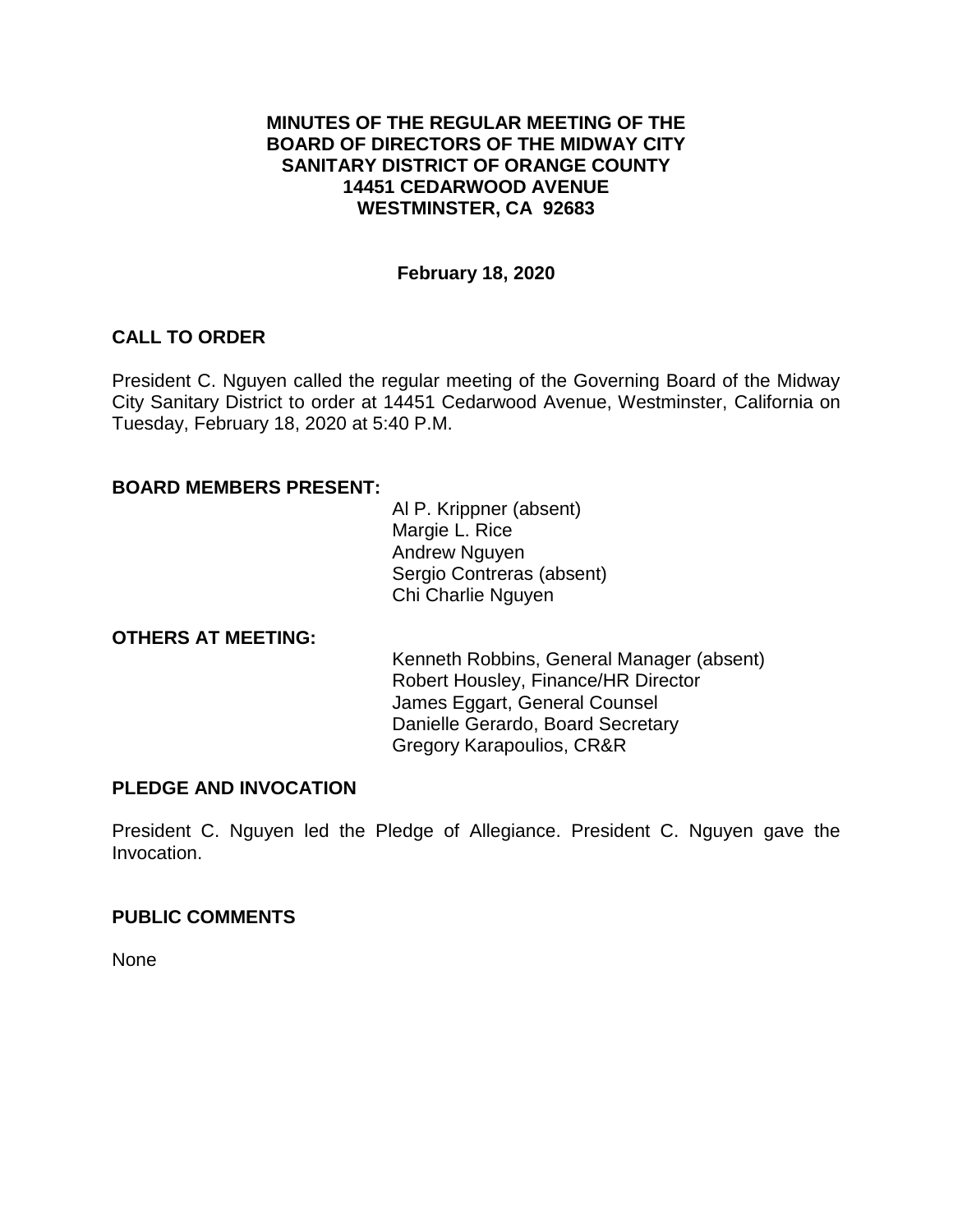# MINUTES OF THE REGULAR MEETING OF THE BOARD OF DIRECTORS OF THE MIDWAY CITY SANITARY DISTRICT OF ORANGE COUNTY 14451 CEDARWOOD AVENUE WESTMINSTER, CA 92683

**February 18, 2020**

## CALL TO ORDER

President C. Nguyen called the regular meeting of the Governing Board of the Midway City Sanitary District to order at 14451 Cedarwood Avenue, Westminster, California on Tuesday, February 18, 2020 at 5:40 P.M.

## BOARD MEMBERS PRESENT:

Al P. Krippner (absent)
Margie L. Rice
Andrew Nguyen
Sergio Contreras (absent)
Chi Charlie Nguyen

## OTHERS AT MEETING:

Kenneth Robbins, General Manager (absent)
Robert Housley, Finance/HR Director
James Eggart, General Counsel
Danielle Gerardo, Board Secretary
Gregory Karapoulios, CR&R

## PLEDGE AND INVOCATION

President C. Nguyen led the Pledge of Allegiance. President C. Nguyen gave the Invocation.

## PUBLIC COMMENTS

None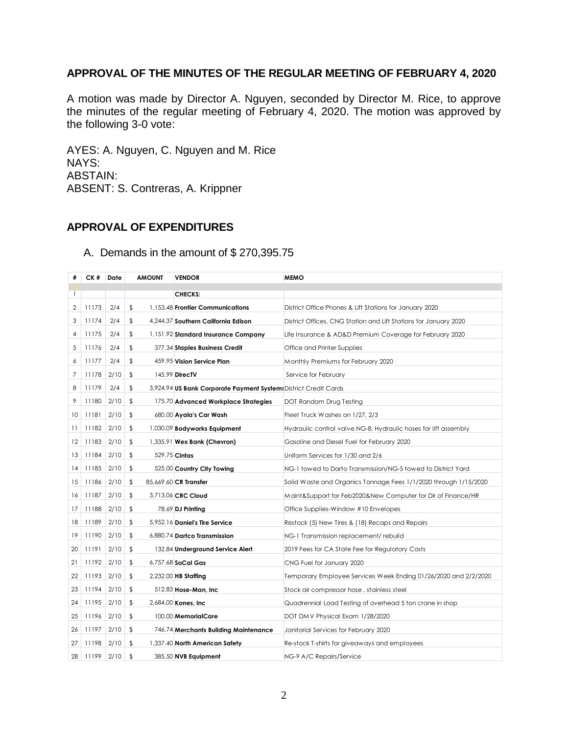## APPROVAL OF THE MINUTES OF THE REGULAR MEETING OF FEBRUARY 4, 2020

A motion was made by Director A. Nguyen, seconded by Director M. Rice, to approve the minutes of the regular meeting of February 4, 2020. The motion was approved by the following 3-0 vote:

AYES: A. Nguyen, C. Nguyen and M. Rice
NAYS:
ABSTAIN:
ABSENT: S. Contreras, A. Krippner

## APPROVAL OF EXPENDITURES

A. Demands in the amount of $ 270,395.75

| # | CK # | Date | AMOUNT | VENDOR | MEMO |
|---|---|---|---|---|---|
| 1 | | | | **CHECKS:** | |
| 2 | 11173 | 2/4 | $ 1,153.48 | **Frontier Communications** | District Office Phones & Lift Stations for January 2020 |
| 3 | 11174 | 2/4 | $ 4,244.37 | **Southern California Edison** | District Offices, CNG Station and Lift Stations for January 2020 |
| 4 | 11175 | 2/4 | $ 1,151.92 | **Standard Insurance Company** | Life Insurance & AD&D Premium Coverage for February 2020 |
| 5 | 11176 | 2/4 | $ 377.34 | **Staples Business Credit** | Office and Printer Supplies |
| 6 | 11177 | 2/4 | $ 459.95 | **Vision Service Plan** | Monthly Premiums for February 2020 |
| 7 | 11178 | 2/10 | $ 145.99 | **DirecTV** | Service for February |
| 8 | 11179 | 2/4 | $ 3,924.94 | **US Bank Corporate Payment Systems** | District Credit Cards |
| 9 | 11180 | 2/10 | $ 175.70 | **Advanced Workplace Strategies** | DOT Random Drug Testing |
| 10 | 11181 | 2/10 | $ 680.00 | **Ayala's Car Wash** | Fleet Truck Washes on 1/27, 2/3 |
| 11 | 11182 | 2/10 | $ 1,030.09 | **Bodyworks Equipment** | Hydraulic control valve NG-8, Hydraulic hoses for lift assembly |
| 12 | 11183 | 2/10 | $ 1,335.91 | **Wex Bank (Chevron)** | Gasoline and Diesel Fuel for February 2020 |
| 13 | 11184 | 2/10 | $ 529.75 | **Cintas** | Uniform Services for 1/30 and 2/6 |
| 14 | 11185 | 2/10 | $ 525.00 | **Country City Towing** | NG-1 towed to Darto Transmission/NG-5 towed to District Yard |
| 15 | 11186 | 2/10 | $ 85,669.60 | **CR Transfer** | Solid Waste and Organics Tonnage Fees 1/1/2020 through 1/15/2020 |
| 16 | 11187 | 2/10 | $ 3,713.06 | **CRC Cloud** | Maint&Support for Feb2020&New Computer for Dir of Finance/HR |
| 17 | 11188 | 2/10 | $ 78.69 | **DJ Printing** | Office Supplies-Window #10 Envelopes |
| 18 | 11189 | 2/10 | $ 5,952.16 | **Daniel's Tire Service** | Restock (5) New Tires & (18) Recaps and Repairs |
| 19 | 11190 | 2/10 | $ 6,880.74 | **Dartco Transmission** | NG-1 Transmission replacement/ rebuild |
| 20 | 11191 | 2/10 | $ 132.84 | **Underground Service Alert** | 2019 Fees for CA State Fee for Regulatory Costs |
| 21 | 11192 | 2/10 | $ 6,757.68 | **SoCal Gas** | CNG Fuel for January 2020 |
| 22 | 11193 | 2/10 | $ 2,232.00 | **HB Staffing** | Temporary Employee Services Week Ending 01/26/2020 and 2/2/2020 |
| 23 | 11194 | 2/10 | $ 512.83 | **Hose-Man, Inc** | Stock air compressor hose , stainless steel |
| 24 | 11195 | 2/10 | $ 2,684.00 | **Kones, Inc** | Quadrennial Load Testing of overhead 5 ton crane in shop |
| 25 | 11196 | 2/10 | $ 100.00 | **MemorialCare** | DOT DMV Physical Exam 1/28/2020 |
| 26 | 11197 | 2/10 | $ 746.74 | **Merchants Building Maintenance** | Janitorial Services for February 2020 |
| 27 | 11198 | 2/10 | $ 1,337.40 | **North American Safety** | Re-stock T-shirts for giveaways and employees |
| 28 | 11199 | 2/10 | $ 385.50 | **NVB Equipment** | NG-9 A/C Repairs/Service |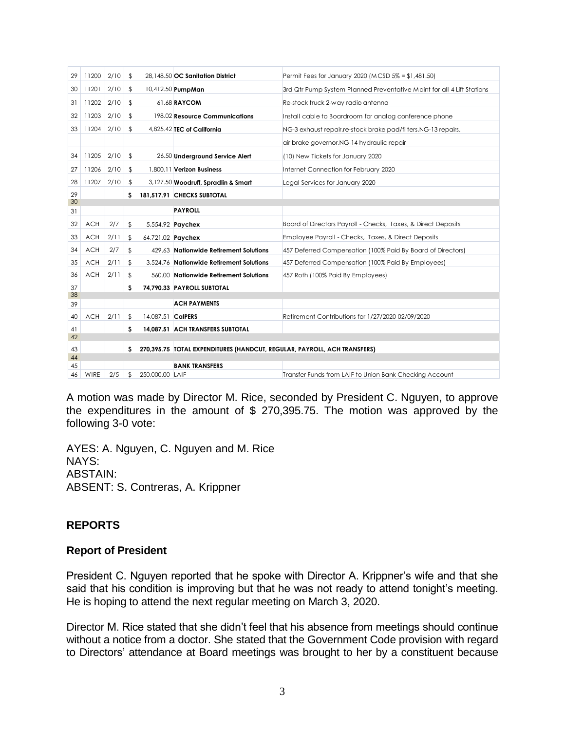| | | | | | |
|---|---|---|---|---|---|
| 29 | 11200 | 2/10 | $ 28,148.50 | **OC Sanitation District** | Permit Fees for January 2020 (MCSD 5% = $1,481.50) |
| 30 | 11201 | 2/10 | $ 10,412.50 | **PumpMan** | 3rd Qtr Pump System Planned Preventative Maint for all 4 Lift Stations |
| 31 | 11202 | 2/10 | $ 61.68 | **RAYCOM** | Re-stock truck 2-way radio antenna |
| 32 | 11203 | 2/10 | $ 198.02 | **Resource Communications** | Install cable to Boardroom for analog conference phone |
| 33 | 11204 | 2/10 | $ 4,825.42 | **TEC of California** | NG-3 exhaust repair,re-stock brake pad/filters,NG-13 repairs, |
| | | | | | air brake governor,NG-14 hydraulic repair |
| 34 | 11205 | 2/10 | $ 26.50 | **Underground Service Alert** | (10) New Tickets for January 2020 |
| 27 | 11206 | 2/10 | $ 1,800.11 | **Verizon Business** | Internet Connection for February 2020 |
| 28 | 11207 | 2/10 | $ 3,127.50 | **Woodruff, Spradlin & Smart** | Legal Services for January 2020 |
| 29 | | | **$ 181,517.91** | **CHECKS SUBTOTAL** | |
| 30 | | | | | |
| 31 | | | | **PAYROLL** | |
| 32 | ACH | 2/7 | $ 5,554.92 | **Paychex** | Board of Directors Payroll - Checks, Taxes, & Direct Deposits |
| 33 | ACH | 2/11 | $ 64,721.02 | **Paychex** | Employee Payroll - Checks, Taxes, & Direct Deposits |
| 34 | ACH | 2/7 | $ 429.63 | **Nationwide Retirement Solutions** | 457 Deferred Compensation (100% Paid By Board of Directors) |
| 35 | ACH | 2/11 | $ 3,524.76 | **Nationwide Retirement Solutions** | 457 Deferred Compensation (100% Paid By Employees) |
| 36 | ACH | 2/11 | $ 560.00 | **Nationwide Retirement Solutions** | 457 Roth (100% Paid By Employees) |
| 37 | | | **$ 74,790.33** | **PAYROLL SUBTOTAL** | |
| 38 | | | | | |
| 39 | | | | **ACH PAYMENTS** | |
| 40 | ACH | 2/11 | $ 14,087.51 | **CalPERS** | Retirement Contributions for 1/27/2020-02/09/2020 |
| 41 | | | **$ 14,087.51** | **ACH TRANSFERS SUBTOTAL** | |
| 42 | | | | | |
| 43 | | | **$ 270,395.75** | **TOTAL EXPENDITURES (HANDCUT, REGULAR, PAYROLL, ACH TRANSFERS)** | |
| 44 | | | | | |
| 45 | | | | **BANK TRANSFERS** | |
| 46 | WIRE | 2/5 | $ 250,000.00 | LAIF | Transfer Funds from LAIF to Union Bank Checking Account |

A motion was made by Director M. Rice, seconded by President C. Nguyen, to approve the expenditures in the amount of $ 270,395.75. The motion was approved by the following 3-0 vote:

AYES: A. Nguyen, C. Nguyen and M. Rice
NAYS:
ABSTAIN:
ABSENT: S. Contreras, A. Krippner

## REPORTS

### Report of President

President C. Nguyen reported that he spoke with Director A. Krippner's wife and that she said that his condition is improving but that he was not ready to attend tonight's meeting. He is hoping to attend the next regular meeting on March 3, 2020.

Director M. Rice stated that she didn't feel that his absence from meetings should continue without a notice from a doctor. She stated that the Government Code provision with regard to Directors' attendance at Board meetings was brought to her by a constituent because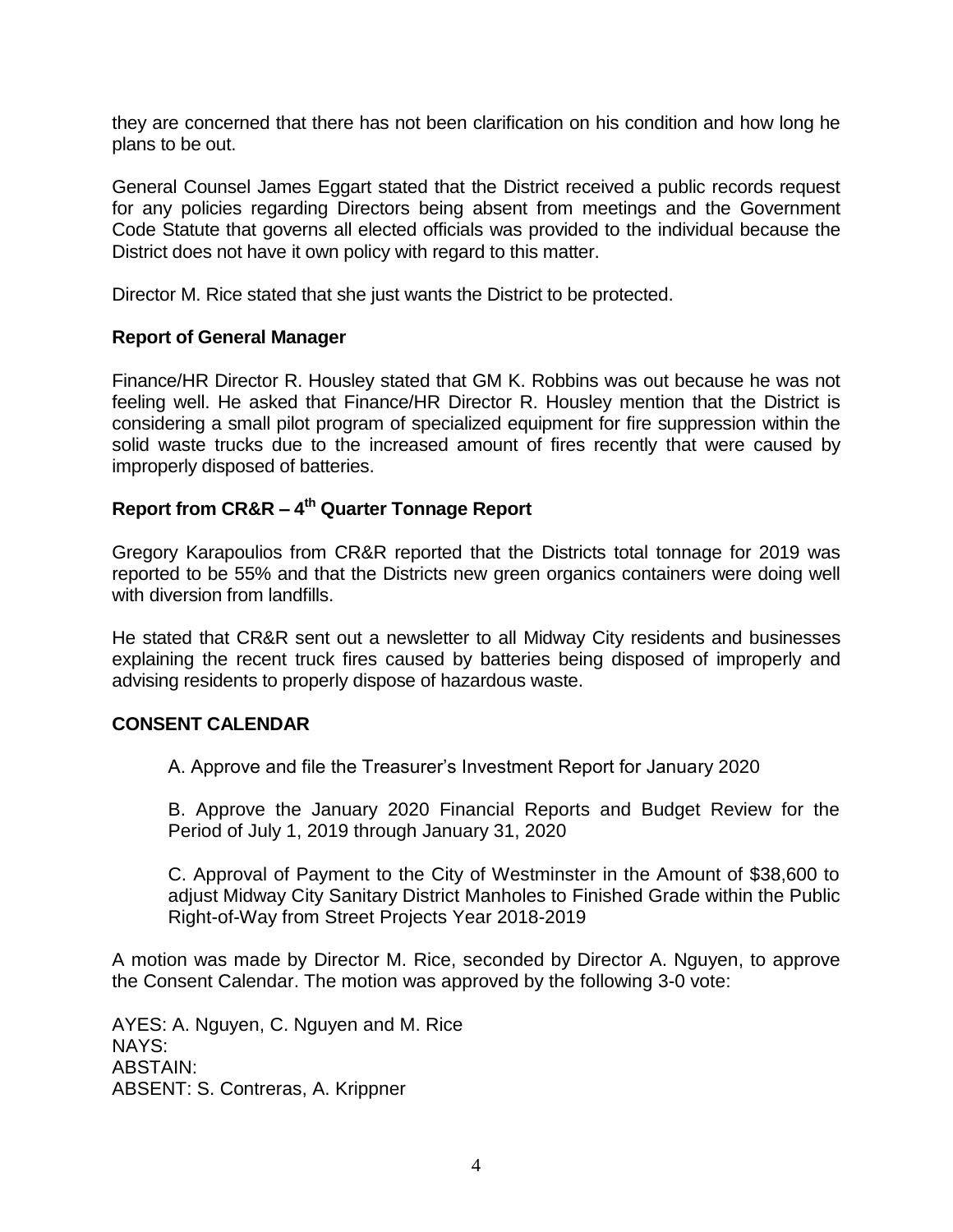they are concerned that there has not been clarification on his condition and how long he plans to be out.

General Counsel James Eggart stated that the District received a public records request for any policies regarding Directors being absent from meetings and the Government Code Statute that governs all elected officials was provided to the individual because the District does not have it own policy with regard to this matter.

Director M. Rice stated that she just wants the District to be protected.

**Report of General Manager**

Finance/HR Director R. Housley stated that GM K. Robbins was out because he was not feeling well. He asked that Finance/HR Director R. Housley mention that the District is considering a small pilot program of specialized equipment for fire suppression within the solid waste trucks due to the increased amount of fires recently that were caused by improperly disposed of batteries.

**Report from CR&R – 4th Quarter Tonnage Report**

Gregory Karapoulios from CR&R reported that the Districts total tonnage for 2019 was reported to be 55% and that the Districts new green organics containers were doing well with diversion from landfills.

He stated that CR&R sent out a newsletter to all Midway City residents and businesses explaining the recent truck fires caused by batteries being disposed of improperly and advising residents to properly dispose of hazardous waste.

**CONSENT CALENDAR**

A. Approve and file the Treasurer's Investment Report for January 2020

B. Approve the January 2020 Financial Reports and Budget Review for the Period of July 1, 2019 through January 31, 2020

C. Approval of Payment to the City of Westminster in the Amount of $38,600 to adjust Midway City Sanitary District Manholes to Finished Grade within the Public Right-of-Way from Street Projects Year 2018-2019

A motion was made by Director M. Rice, seconded by Director A. Nguyen, to approve the Consent Calendar. The motion was approved by the following 3-0 vote:

AYES: A. Nguyen, C. Nguyen and M. Rice
NAYS:
ABSTAIN:
ABSENT: S. Contreras, A. Krippner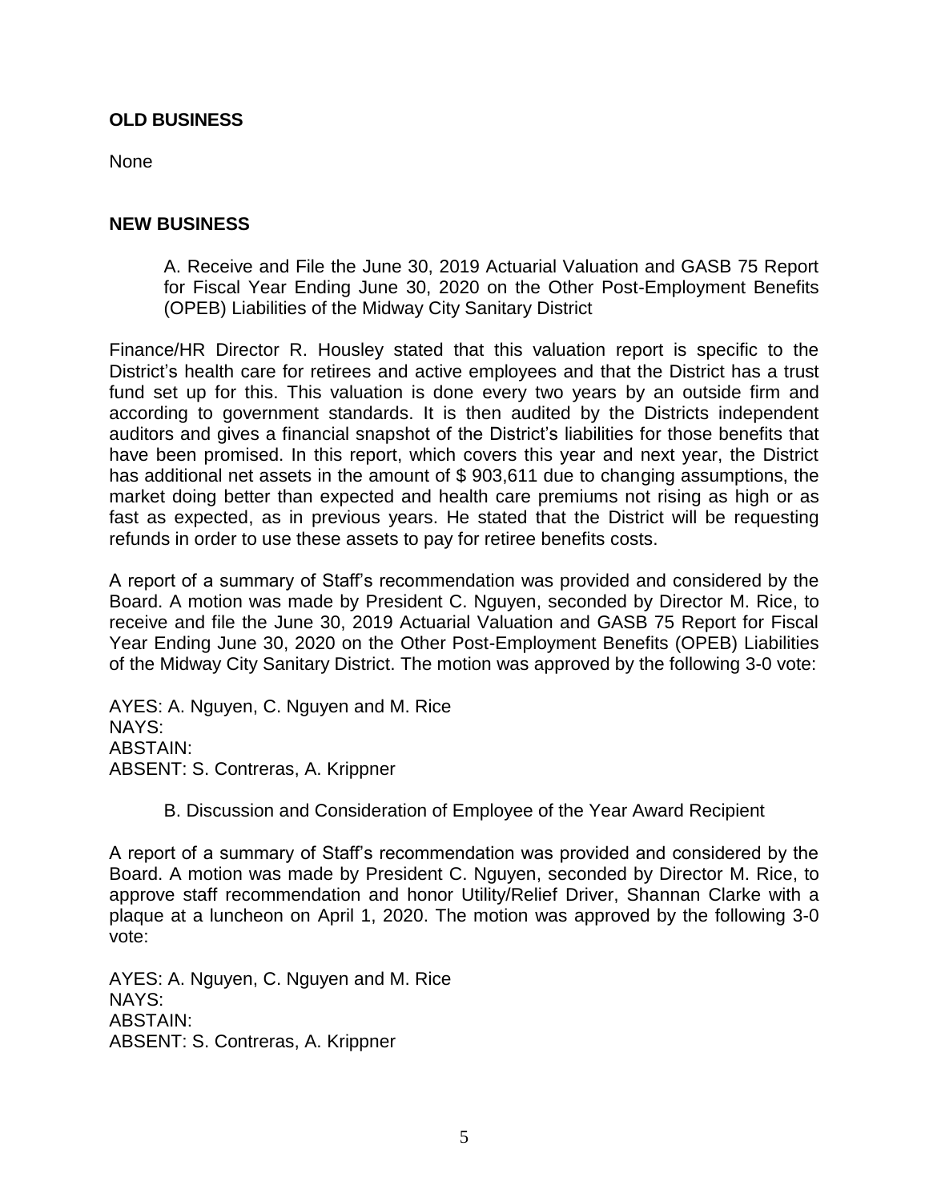**OLD BUSINESS**

None

**NEW BUSINESS**

A. Receive and File the June 30, 2019 Actuarial Valuation and GASB 75 Report for Fiscal Year Ending June 30, 2020 on the Other Post-Employment Benefits (OPEB) Liabilities of the Midway City Sanitary District

Finance/HR Director R. Housley stated that this valuation report is specific to the District's health care for retirees and active employees and that the District has a trust fund set up for this. This valuation is done every two years by an outside firm and according to government standards. It is then audited by the Districts independent auditors and gives a financial snapshot of the District's liabilities for those benefits that have been promised. In this report, which covers this year and next year, the District has additional net assets in the amount of $ 903,611 due to changing assumptions, the market doing better than expected and health care premiums not rising as high or as fast as expected, as in previous years. He stated that the District will be requesting refunds in order to use these assets to pay for retiree benefits costs.

A report of a summary of Staff's recommendation was provided and considered by the Board. A motion was made by President C. Nguyen, seconded by Director M. Rice, to receive and file the June 30, 2019 Actuarial Valuation and GASB 75 Report for Fiscal Year Ending June 30, 2020 on the Other Post-Employment Benefits (OPEB) Liabilities of the Midway City Sanitary District. The motion was approved by the following 3-0 vote:

AYES: A. Nguyen, C. Nguyen and M. Rice
NAYS:
ABSTAIN:
ABSENT: S. Contreras, A. Krippner

B. Discussion and Consideration of Employee of the Year Award Recipient

A report of a summary of Staff's recommendation was provided and considered by the Board. A motion was made by President C. Nguyen, seconded by Director M. Rice, to approve staff recommendation and honor Utility/Relief Driver, Shannan Clarke with a plaque at a luncheon on April 1, 2020. The motion was approved by the following 3-0 vote:

AYES: A. Nguyen, C. Nguyen and M. Rice
NAYS:
ABSTAIN:
ABSENT: S. Contreras, A. Krippner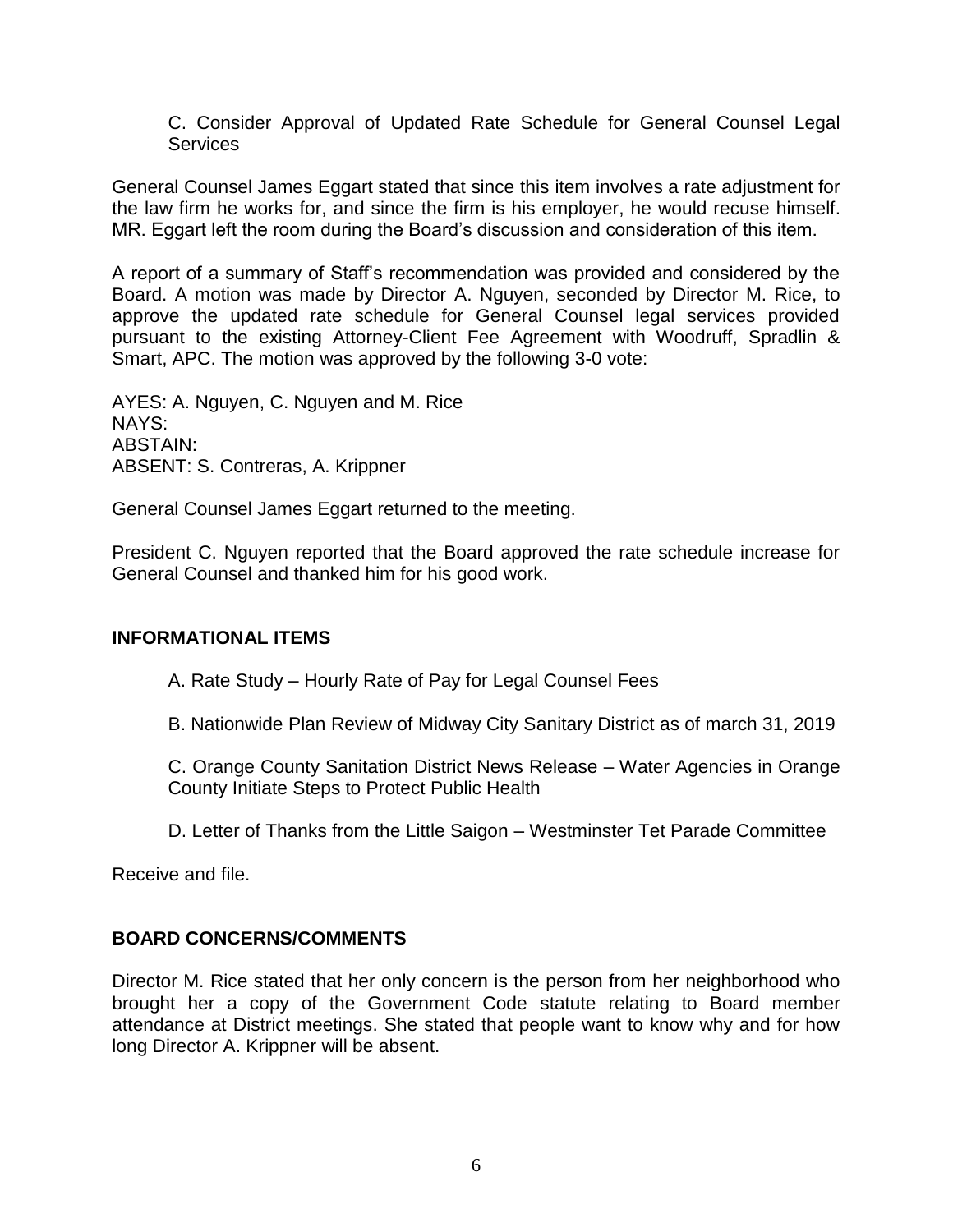C. Consider Approval of Updated Rate Schedule for General Counsel Legal Services

General Counsel James Eggart stated that since this item involves a rate adjustment for the law firm he works for, and since the firm is his employer, he would recuse himself. MR. Eggart left the room during the Board's discussion and consideration of this item.

A report of a summary of Staff's recommendation was provided and considered by the Board. A motion was made by Director A. Nguyen, seconded by Director M. Rice, to approve the updated rate schedule for General Counsel legal services provided pursuant to the existing Attorney-Client Fee Agreement with Woodruff, Spradlin & Smart, APC. The motion was approved by the following 3-0 vote:

AYES: A. Nguyen, C. Nguyen and M. Rice
NAYS:
ABSTAIN:
ABSENT: S. Contreras, A. Krippner

General Counsel James Eggart returned to the meeting.

President C. Nguyen reported that the Board approved the rate schedule increase for General Counsel and thanked him for his good work.

## INFORMATIONAL ITEMS

A. Rate Study – Hourly Rate of Pay for Legal Counsel Fees

B. Nationwide Plan Review of Midway City Sanitary District as of march 31, 2019

C. Orange County Sanitation District News Release – Water Agencies in Orange County Initiate Steps to Protect Public Health

D. Letter of Thanks from the Little Saigon – Westminster Tet Parade Committee

Receive and file.

## BOARD CONCERNS/COMMENTS

Director M. Rice stated that her only concern is the person from her neighborhood who brought her a copy of the Government Code statute relating to Board member attendance at District meetings. She stated that people want to know why and for how long Director A. Krippner will be absent.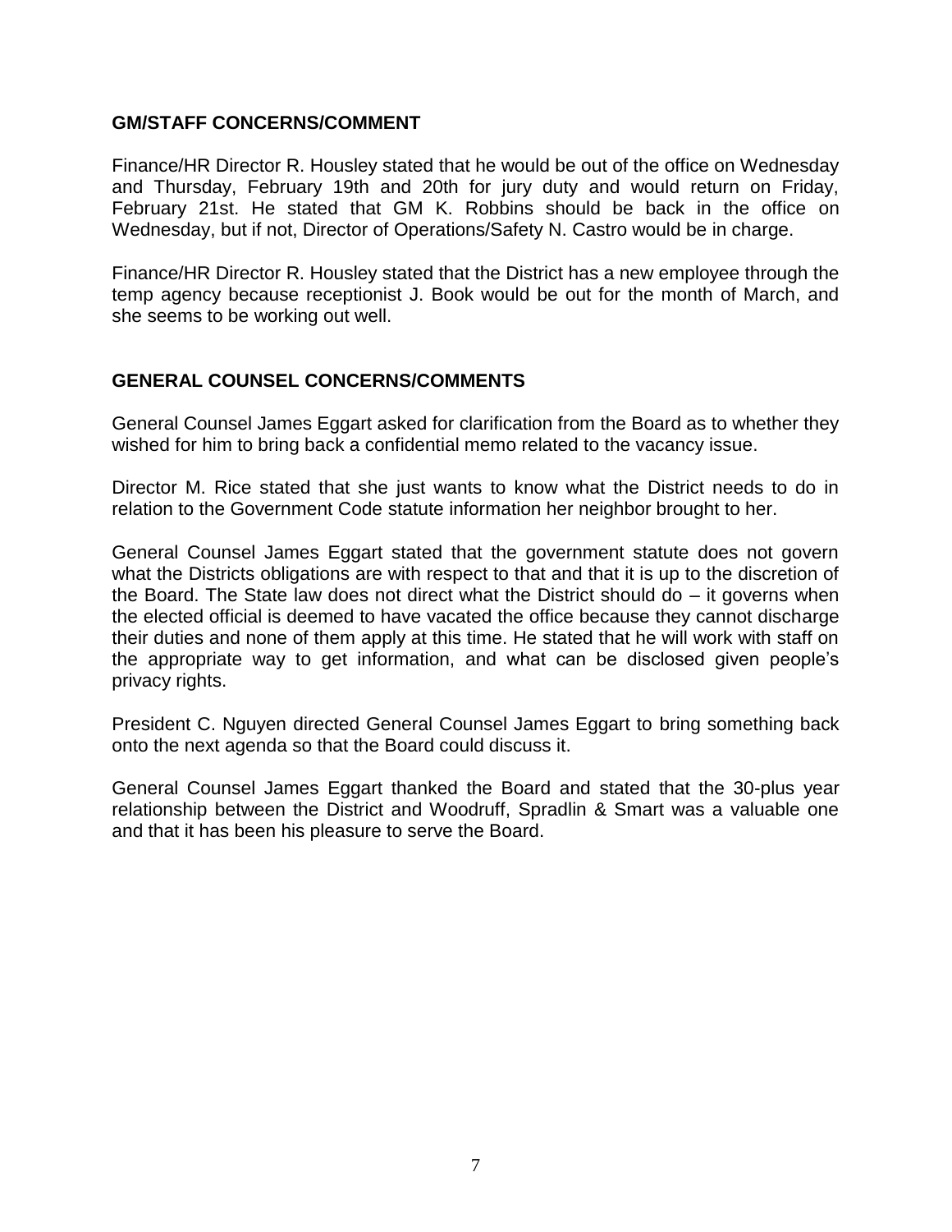## GM/STAFF CONCERNS/COMMENT

Finance/HR Director R. Housley stated that he would be out of the office on Wednesday and Thursday, February 19th and 20th for jury duty and would return on Friday, February 21st. He stated that GM K. Robbins should be back in the office on Wednesday, but if not, Director of Operations/Safety N. Castro would be in charge.

Finance/HR Director R. Housley stated that the District has a new employee through the temp agency because receptionist J. Book would be out for the month of March, and she seems to be working out well.

## GENERAL COUNSEL CONCERNS/COMMENTS

General Counsel James Eggart asked for clarification from the Board as to whether they wished for him to bring back a confidential memo related to the vacancy issue.

Director M. Rice stated that she just wants to know what the District needs to do in relation to the Government Code statute information her neighbor brought to her.

General Counsel James Eggart stated that the government statute does not govern what the Districts obligations are with respect to that and that it is up to the discretion of the Board. The State law does not direct what the District should do – it governs when the elected official is deemed to have vacated the office because they cannot discharge their duties and none of them apply at this time. He stated that he will work with staff on the appropriate way to get information, and what can be disclosed given people's privacy rights.

President C. Nguyen directed General Counsel James Eggart to bring something back onto the next agenda so that the Board could discuss it.

General Counsel James Eggart thanked the Board and stated that the 30-plus year relationship between the District and Woodruff, Spradlin & Smart was a valuable one and that it has been his pleasure to serve the Board.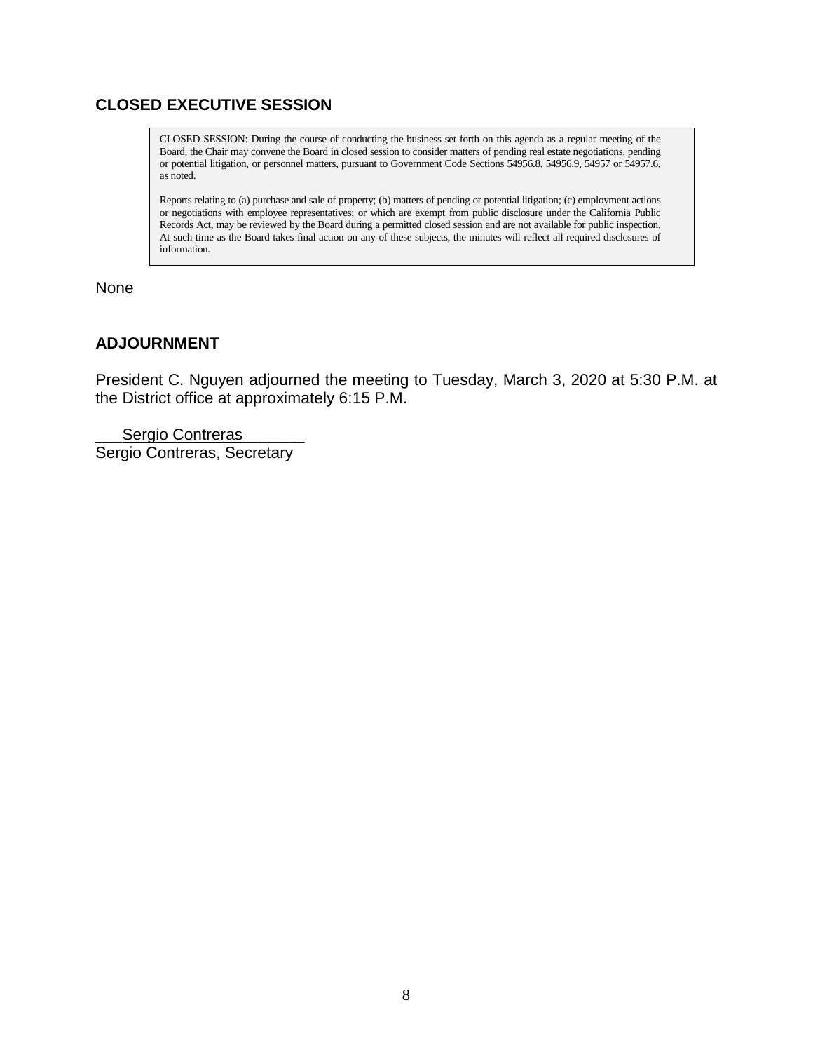## CLOSED EXECUTIVE SESSION

> CLOSED SESSION: During the course of conducting the business set forth on this agenda as a regular meeting of the Board, the Chair may convene the Board in closed session to consider matters of pending real estate negotiations, pending or potential litigation, or personnel matters, pursuant to Government Code Sections 54956.8, 54956.9, 54957 or 54957.6, as noted.
>
> Reports relating to (a) purchase and sale of property; (b) matters of pending or potential litigation; (c) employment actions or negotiations with employee representatives; or which are exempt from public disclosure under the California Public Records Act, may be reviewed by the Board during a permitted closed session and are not available for public inspection. At such time as the Board takes final action on any of these subjects, the minutes will reflect all required disclosures of information.

None

## ADJOURNMENT

President C. Nguyen adjourned the meeting to Tuesday, March 3, 2020 at 5:30 P.M. at the District office at approximately 6:15 P.M.

___Sergio Contreras_______
Sergio Contreras, Secretary